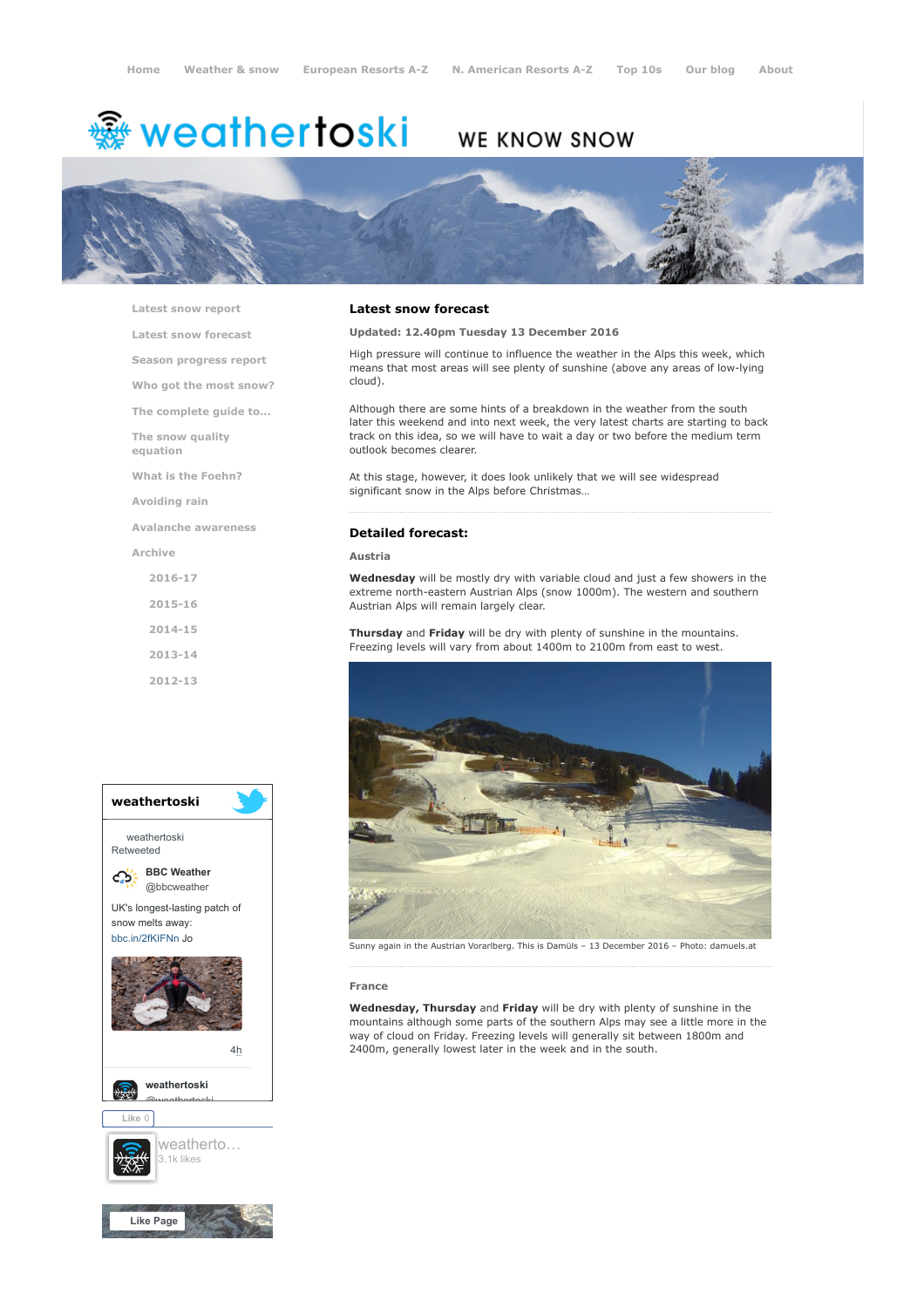Home | Weather & snow | European Resorts A-Z | N. American Resorts A-Z | Top 10s | Our blog | About

# weathertoski

WE KNOW SNOW

- Latest snow report
- Latest snow forecast
- Season progress report
- Who got the most snow?
- The complete guide to...
- The snow quality equation
- What is the Foehn?
- Avoiding rain
- Avalanche awareness
- Archive
  - 2016-17
  - 2015-16
  - 2014-15
  - 2013-14
  - 2012-13

## Latest snow forecast

**Updated: 12.40pm Tuesday 13 December 2016**

High pressure will continue to influence the weather in the Alps this week, which means that most areas will see plenty of sunshine (above any areas of low-lying cloud).

Although there are some hints of a breakdown in the weather from the south later this weekend and into next week, the very latest charts are starting to back track on this idea, so we will have to wait a day or two before the medium term outlook becomes clearer.

At this stage, however, it does look unlikely that we will see widespread significant snow in the Alps before Christmas…

## Detailed forecast:

### Austria

**Wednesday** will be mostly dry with variable cloud and just a few showers in the extreme north-eastern Austrian Alps (snow 1000m). The western and southern Austrian Alps will remain largely clear.

**Thursday** and **Friday** will be dry with plenty of sunshine in the mountains. Freezing levels will vary from about 1400m to 2100m from east to west.

Sunny again in the Austrian Vorarlberg. This is Damüls – 13 December 2016 – Photo: damuels.at

### France

**Wednesday, Thursday** and **Friday** will be dry with plenty of sunshine in the mountains although some parts of the southern Alps may see a little more in the way of cloud on Friday. Freezing levels will generally sit between 1800m and 2400m, generally lowest later in the week and in the south.

weathertoski

weathertoski Retweeted

BBC Weather @bbcweather

UK's longest-lasting patch of snow melts away: bbc.in/2fKIFNn Jo

4h

weathertoski @weathertoski

Like 0

weatherto… 3.1k likes

Like Page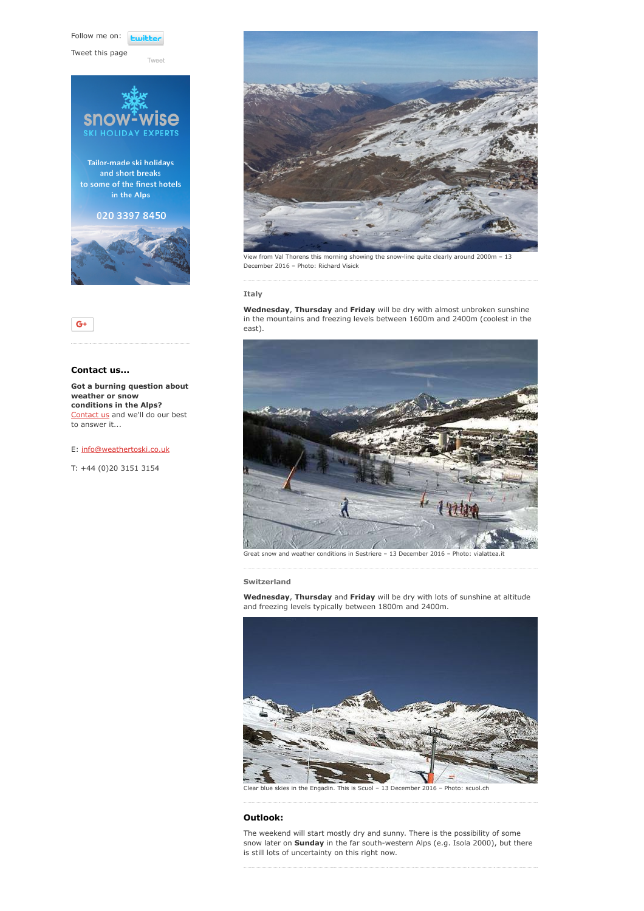Follow me on: twitter

Tweet this page

Tweet

snow-wise
SKI HOLIDAY EXPERTS

Tailor-made ski holidays and short breaks to some of the finest hotels in the Alps

020 3397 8450

G+

**Contact us...**

**Got a burning question about weather or snow conditions in the Alps?**
Contact us and we'll do our best to answer it...

E: info@weathertoski.co.uk

T: +44 (0)20 3151 3154

View from Val Thorens this morning showing the snow-line quite clearly around 2000m – 13 December 2016 – Photo: Richard Visick

**Italy**

**Wednesday**, **Thursday** and **Friday** will be dry with almost unbroken sunshine in the mountains and freezing levels between 1600m and 2400m (coolest in the east).

Great snow and weather conditions in Sestriere – 13 December 2016 – Photo: vialattea.it

**Switzerland**

**Wednesday**, **Thursday** and **Friday** will be dry with lots of sunshine at altitude and freezing levels typically between 1800m and 2400m.

Clear blue skies in the Engadin. This is Scuol – 13 December 2016 – Photo: scuol.ch

## Outlook:

The weekend will start mostly dry and sunny. There is the possibility of some snow later on **Sunday** in the far south-western Alps (e.g. Isola 2000), but there is still lots of uncertainty on this right now.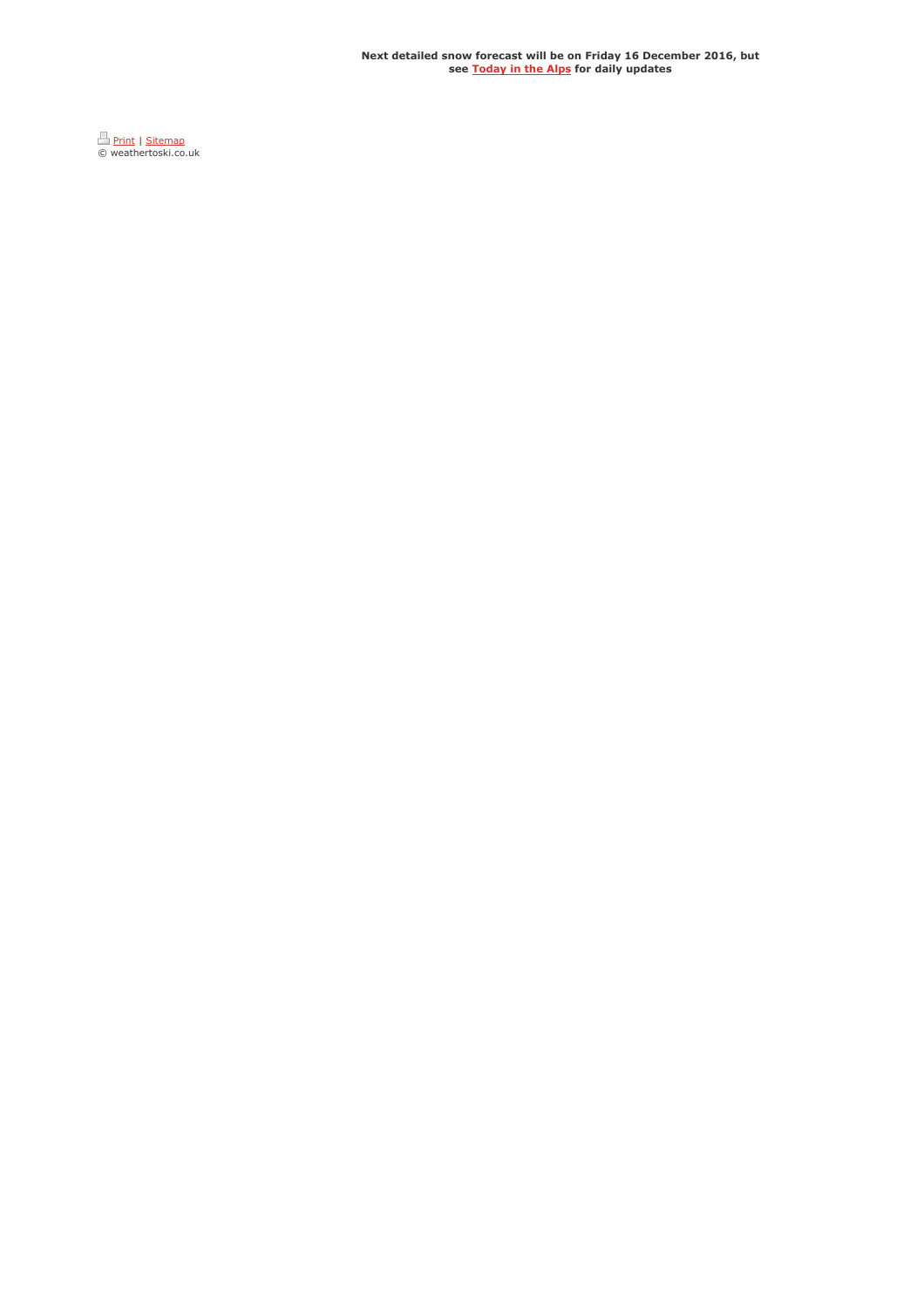**Next detailed snow forecast will be on Friday 16 December 2016, but see Today in the Alps for daily updates**

Print | Sitemap
© weathertoski.co.uk